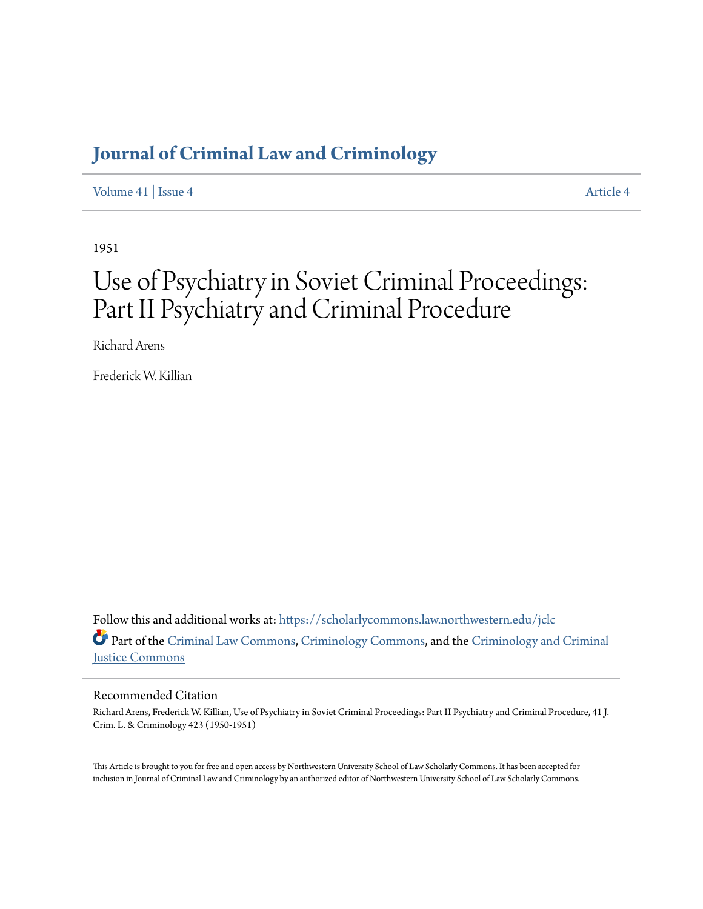# Journal of Criminal Law and Criminology

Volume 41 | Issue 4 Article 4

1951

# Use of Psychiatry in Soviet Criminal Proceedings: Part II Psychiatry and Criminal Procedure

Richard Arens

Frederick W. Killian

Follow this and additional works at: https://scholarlycommons.law.northwestern.edu/jclc

Part of the Criminal Law Commons, Criminology Commons, and the Criminology and Criminal Justice Commons

## Recommended Citation

Richard Arens, Frederick W. Killian, Use of Psychiatry in Soviet Criminal Proceedings: Part II Psychiatry and Criminal Procedure, 41 J. Crim. L. & Criminology 423 (1950-1951)

This Article is brought to you for free and open access by Northwestern University School of Law Scholarly Commons. It has been accepted for inclusion in Journal of Criminal Law and Criminology by an authorized editor of Northwestern University School of Law Scholarly Commons.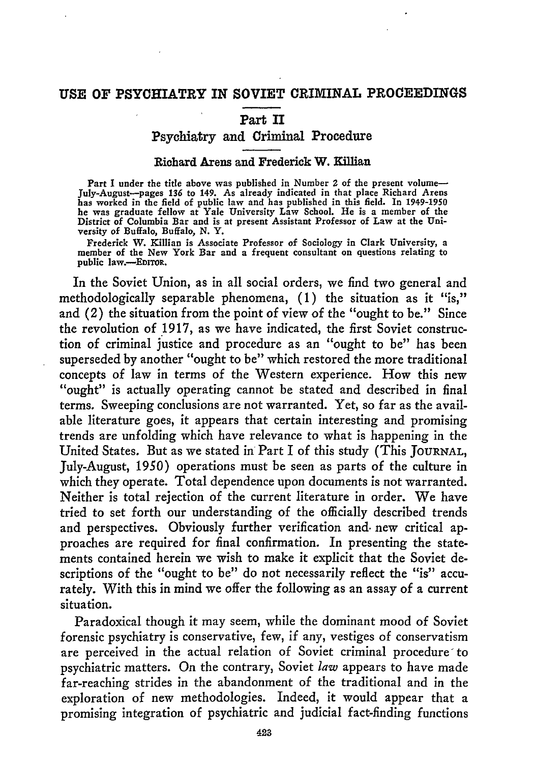# USE OF PSYCHIATRY IN SOVIET CRIMINAL PROCEEDINGS

## Part II

### Psychiatry and Criminal Procedure

**Richard Arens and Frederick W. Killian**

Part I under the title above was published in Number 2 of the present volume—July-August—pages 136 to 149. As already indicated in that place Richard Arens has worked in the field of public law and has published in this field. In 1949-1950 he was graduate fellow at Yale University Law School. He is a member of the District of Columbia Bar and is at present Assistant Professor of Law at the University of Buffalo, Buffalo, N. Y.

Frederick W. Killian is Associate Professor of Sociology in Clark University, a member of the New York Bar and a frequent consultant on questions relating to public law.—EDITOR.

In the Soviet Union, as in all social orders, we find two general and methodologically separable phenomena, (1) the situation as it "is," and (2) the situation from the point of view of the "ought to be." Since the revolution of 1917, as we have indicated, the first Soviet construction of criminal justice and procedure as an "ought to be" has been superseded by another "ought to be" which restored the more traditional concepts of law in terms of the Western experience. How this new "ought" is actually operating cannot be stated and described in final terms. Sweeping conclusions are not warranted. Yet, so far as the available literature goes, it appears that certain interesting and promising trends are unfolding which have relevance to what is happening in the United States. But as we stated in Part I of this study (This JOURNAL, July-August, 1950) operations must be seen as parts of the culture in which they operate. Total dependence upon documents is not warranted. Neither is total rejection of the current literature in order. We have tried to set forth our understanding of the officially described trends and perspectives. Obviously further verification and new critical approaches are required for final confirmation. In presenting the statements contained herein we wish to make it explicit that the Soviet descriptions of the "ought to be" do not necessarily reflect the "is" accurately. With this in mind we offer the following as an assay of a current situation.

Paradoxical though it may seem, while the dominant mood of Soviet forensic psychiatry is conservative, few, if any, vestiges of conservatism are perceived in the actual relation of Soviet criminal procedure to psychiatric matters. On the contrary, Soviet *law* appears to have made far-reaching strides in the abandonment of the traditional and in the exploration of new methodologies. Indeed, it would appear that a promising integration of psychiatric and judicial fact-finding functions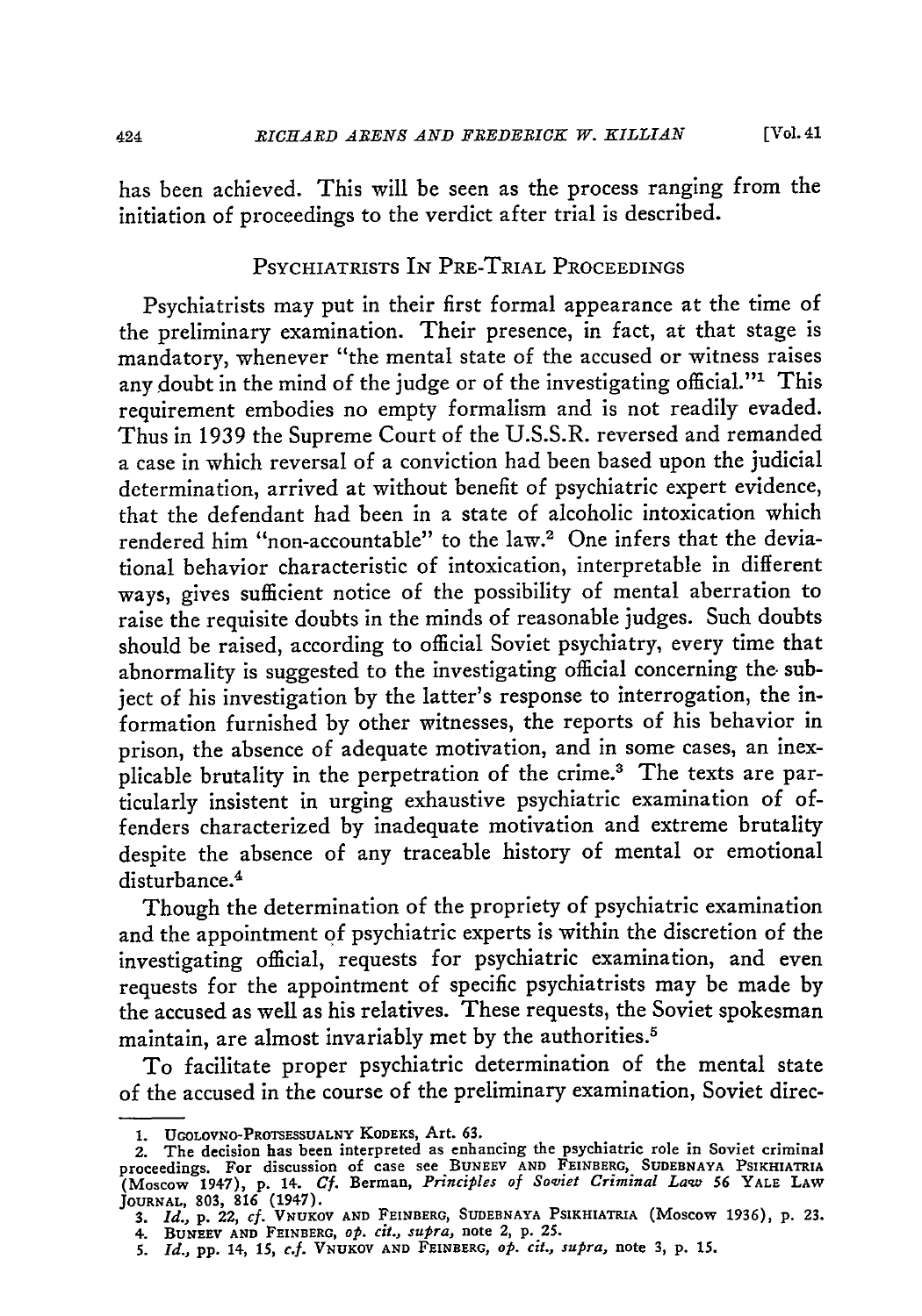has been achieved. This will be seen as the process ranging from the initiation of proceedings to the verdict after trial is described.

## Psychiatrists In Pre-Trial Proceedings

Psychiatrists may put in their first formal appearance at the time of the preliminary examination. Their presence, in fact, at that stage is mandatory, whenever "the mental state of the accused or witness raises any doubt in the mind of the judge or of the investigating official."[1] This requirement embodies no empty formalism and is not readily evaded. Thus in 1939 the Supreme Court of the U.S.S.R. reversed and remanded a case in which reversal of a conviction had been based upon the judicial determination, arrived at without benefit of psychiatric expert evidence, that the defendant had been in a state of alcoholic intoxication which rendered him "non-accountable" to the law.[2] One infers that the deviational behavior characteristic of intoxication, interpretable in different ways, gives sufficient notice of the possibility of mental aberration to raise the requisite doubts in the minds of reasonable judges. Such doubts should be raised, according to official Soviet psychiatry, every time that abnormality is suggested to the investigating official concerning the subject of his investigation by the latter's response to interrogation, the information furnished by other witnesses, the reports of his behavior in prison, the absence of adequate motivation, and in some cases, an inexplicable brutality in the perpetration of the crime.[3] The texts are particularly insistent in urging exhaustive psychiatric examination of offenders characterized by inadequate motivation and extreme brutality despite the absence of any traceable history of mental or emotional disturbance.[4]

Though the determination of the propriety of psychiatric examination and the appointment of psychiatric experts is within the discretion of the investigating official, requests for psychiatric examination, and even requests for the appointment of specific psychiatrists may be made by the accused as well as his relatives. These requests, the Soviet spokesman maintain, are almost invariably met by the authorities.[5]

To facilitate proper psychiatric determination of the mental state of the accused in the course of the preliminary examination, Soviet direc-

---

1. Ugolovno-Protsessualny Kodeks, Art. 63.
2. The decision has been interpreted as enhancing the psychiatric role in Soviet criminal proceedings. For discussion of case see Buneev and Feinberg, Sudebnaya Psikhiatria (Moscow 1947), p. 14. *Cf.* Berman, *Principles of Soviet Criminal Law* 56 Yale Law Journal, 803, 816 (1947).
3. *Id.*, p. 22, *cf.* Vnukov and Feinberg, Sudebnaya Psikhiatria (Moscow 1936), p. 23.
4. Buneev and Feinberg, *op. cit.*, *supra*, note 2, p. 25.
5. *Id.*, pp. 14, 15, *c.f.* Vnukov and Feinberg, *op. cit.*, *supra*, note 3, p. 15.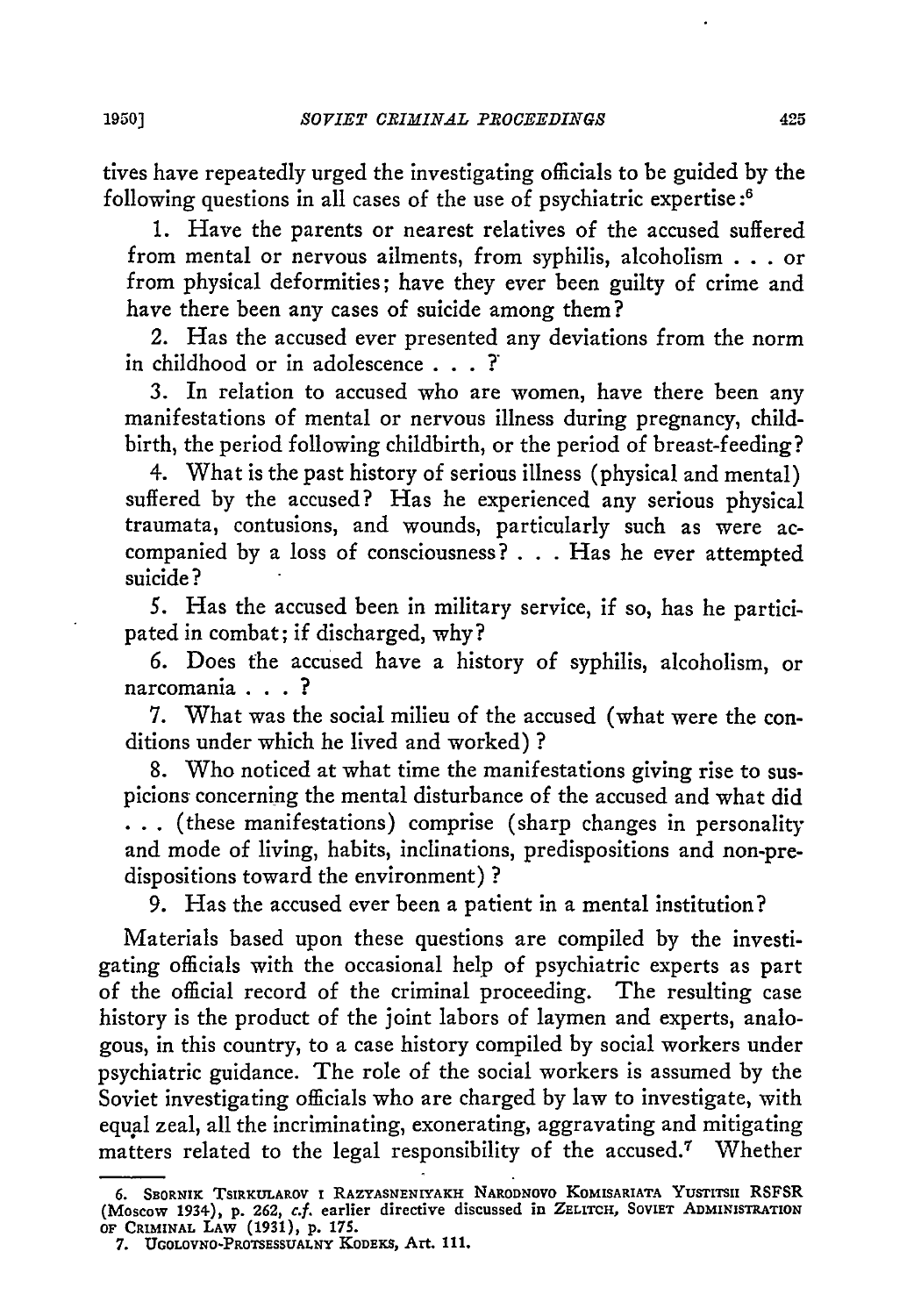tives have repeatedly urged the investigating officials to be guided by the following questions in all cases of the use of psychiatric expertise:[6]

1. Have the parents or nearest relatives of the accused suffered from mental or nervous ailments, from syphilis, alcoholism . . . or from physical deformities; have they ever been guilty of crime and have there been any cases of suicide among them?

2. Has the accused ever presented any deviations from the norm in childhood or in adolescence . . . ?

3. In relation to accused who are women, have there been any manifestations of mental or nervous illness during pregnancy, childbirth, the period following childbirth, or the period of breast-feeding?

4. What is the past history of serious illness (physical and mental) suffered by the accused? Has he experienced any serious physical traumata, contusions, and wounds, particularly such as were accompanied by a loss of consciousness? . . . Has he ever attempted suicide?

5. Has the accused been in military service, if so, has he participated in combat; if discharged, why?

6. Does the accused have a history of syphilis, alcoholism, or narcomania . . . ?

7. What was the social milieu of the accused (what were the conditions under which he lived and worked)?

8. Who noticed at what time the manifestations giving rise to suspicions concerning the mental disturbance of the accused and what did . . . (these manifestations) comprise (sharp changes in personality and mode of living, habits, inclinations, predispositions and non-predispositions toward the environment)?

9. Has the accused ever been a patient in a mental institution?

Materials based upon these questions are compiled by the investigating officials with the occasional help of psychiatric experts as part of the official record of the criminal proceeding. The resulting case history is the product of the joint labors of laymen and experts, analogous, in this country, to a case history compiled by social workers under psychiatric guidance. The role of the social workers is assumed by the Soviet investigating officials who are charged by law to investigate, with equal zeal, all the incriminating, exonerating, aggravating and mitigating matters related to the legal responsibility of the accused.[7] Whether

---

6. SBORNIK TSIRKULAROV I RAZYASNENIYAKH NARODNOVO KOMISARIATA YUSTITSII RSFSR (Moscow 1934), p. 262, *c.f.* earlier directive discussed in ZELITCH, SOVIET ADMINISTRATION OF CRIMINAL LAW (1931), p. 175.

7. UGOLOVNO-PROTSESSUALNY KODEKS, Art. 111.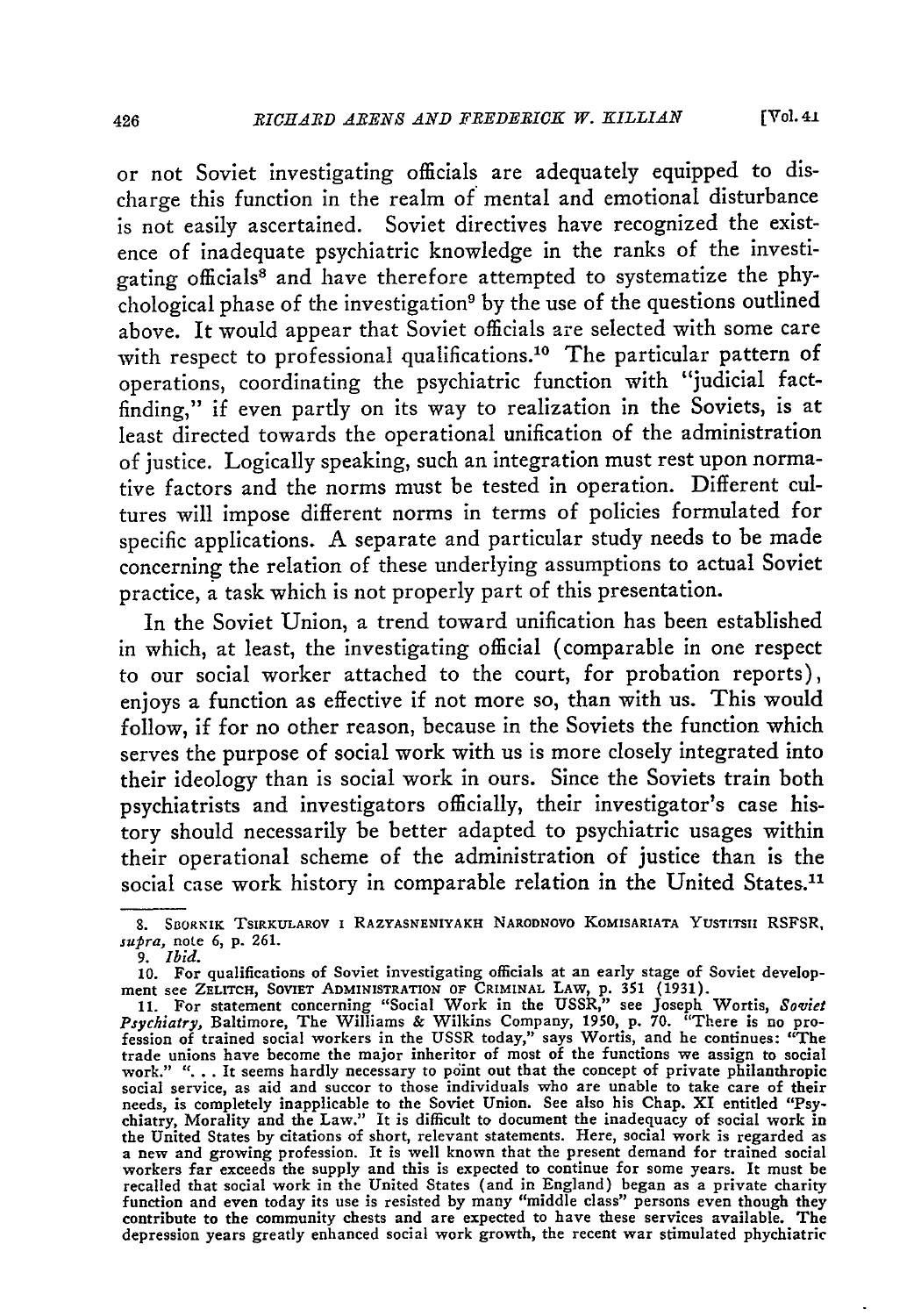or not Soviet investigating officials are adequately equipped to discharge this function in the realm of mental and emotional disturbance is not easily ascertained. Soviet directives have recognized the existence of inadequate psychiatric knowledge in the ranks of the investigating officials[8] and have therefore attempted to systematize the phychological phase of the investigation[9] by the use of the questions outlined above. It would appear that Soviet officials are selected with some care with respect to professional qualifications.[10] The particular pattern of operations, coordinating the psychiatric function with "judicial fact-finding," if even partly on its way to realization in the Soviets, is at least directed towards the operational unification of the administration of justice. Logically speaking, such an integration must rest upon normative factors and the norms must be tested in operation. Different cultures will impose different norms in terms of policies formulated for specific applications. A separate and particular study needs to be made concerning the relation of these underlying assumptions to actual Soviet practice, a task which is not properly part of this presentation.

In the Soviet Union, a trend toward unification has been established in which, at least, the investigating official (comparable in one respect to our social worker attached to the court, for probation reports), enjoys a function as effective if not more so, than with us. This would follow, if for no other reason, because in the Soviets the function which serves the purpose of social work with us is more closely integrated into their ideology than is social work in ours. Since the Soviets train both psychiatrists and investigators officially, their investigator's case history should necessarily be better adapted to psychiatric usages within their operational scheme of the administration of justice than is the social case work history in comparable relation in the United States.[11]

---

8. SBORNIK TSIRKULAROV I RAZYASNENIYAKH NARODNOVO KOMISARIATA YUSTITSII RSFSR, *supra*, note 6, p. 261.

9. *Ibid.*

10. For qualifications of Soviet investigating officials at an early stage of Soviet development see ZELITCH, SOVIET ADMINISTRATION OF CRIMINAL LAW, p. 351 (1931).

11. For statement concerning "Social Work in the USSR," see Joseph Wortis, *Soviet Psychiatry*, Baltimore, The Williams & Wilkins Company, 1950, p. 70. "There is no profession of trained social workers in the USSR today," says Wortis, and he continues: "The trade unions have become the major inheritor of most of the functions we assign to social work." ". . . It seems hardly necessary to point out that the concept of private philanthropic social service, as aid and succor to those individuals who are unable to take care of their needs, is completely inapplicable to the Soviet Union. See also his Chap. XI entitled "Psychiatry, Morality and the Law." It is difficult to document the inadequacy of social work in the United States by citations of short, relevant statements. Here, social work is regarded as a new and growing profession. It is well known that the present demand for trained social workers far exceeds the supply and this is expected to continue for some years. It must be recalled that social work in the United States (and in England) began as a private charity function and even today its use is resisted by many "middle class" persons even though they contribute to the community chests and are expected to have these services available. The depression years greatly enhanced social work growth, the recent war stimulated phychiatric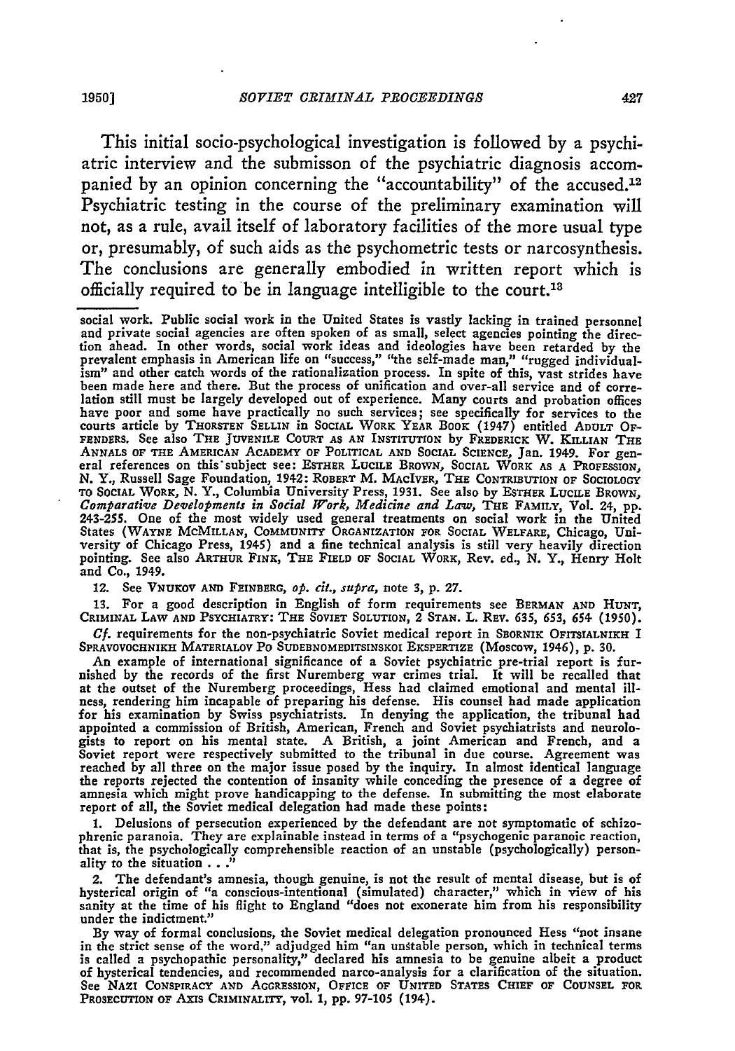This initial socio-psychological investigation is followed by a psychiatric interview and the submisson of the psychiatric diagnosis accompanied by an opinion concerning the "accountability" of the accused.[12] Psychiatric testing in the course of the preliminary examination will not, as a rule, avail itself of laboratory facilities of the more usual type or, presumably, of such aids as the psychometric tests or narcosynthesis. The conclusions are generally embodied in written report which is officially required to be in language intelligible to the court.[13]

---

social work. Public social work in the United States is vastly lacking in trained personnel and private social agencies are often spoken of as small, select agencies pointing the direction ahead. In other words, social work ideas and ideologies have been retarded by the prevalent emphasis in American life on "success," "the self-made man," "rugged individualism" and other catch words of the rationalization process. In spite of this, vast strides have been made here and there. But the process of unification and over-all service and of correlation still must be largely developed out of experience. Many courts and probation offices have poor and some have practically no such services; see specifically for services to the courts article by THORSTEN SELLIN in SOCIAL WORK YEAR BOOK (1947) entitled ADULT OFFENDERS. See also THE JUVENILE COURT AS AN INSTITUTION by FREDERICK W. KILLIAN THE ANNALS OF THE AMERICAN ACADEMY OF POLITICAL AND SOCIAL SCIENCE, Jan. 1949. For general references on this subject see: ESTHER LUCILE BROWN, SOCIAL WORK AS A PROFESSION, N. Y., Russell Sage Foundation, 1942: ROBERT M. MACIVER, THE CONTRIBUTION OF SOCIOLOGY TO SOCIAL WORK, N. Y., Columbia University Press, 1931. See also by ESTHER LUCILE BROWN, *Comparative Developments in Social Work, Medicine and Law*, THE FAMILY, Vol. 24, pp. 243-255. One of the most widely used general treatments on social work in the United States (WAYNE MCMILLAN, COMMUNITY ORGANIZATION FOR SOCIAL WELFARE, Chicago, University of Chicago Press, 1945) and a fine technical analysis is still very heavily direction pointing. See also ARTHUR FINK, THE FIELD OF SOCIAL WORK, Rev. ed., N. Y., Henry Holt and Co., 1949.

12. See VNUKOV AND FEINBERG, *op. cit., supra*, note 3, p. 27.

13. For a good description in English of form requirements see BERMAN AND HUNT, CRIMINAL LAW AND PSYCHIATRY: THE SOVIET SOLUTION, 2 STAN. L. REV. 635, 653, 654 (1950).

*Cf.* requirements for the non-psychiatric Soviet medical report in SBORNIK OFITSIALNIKH I SPRAVOVOCHNIKH MATERIALOV PO SUDEBNOMEDITSINSKOI EKSPERTIZE (Moscow, 1946), p. 30.

An example of international significance of a Soviet psychiatric pre-trial report is furnished by the records of the first Nuremberg war crimes trial. It will be recalled that at the outset of the Nuremberg proceedings, Hess had claimed emotional and mental illness, rendering him incapable of preparing his defense. His counsel had made application for his examination by Swiss psychiatrists. In denying the application, the tribunal had appointed a commission of British, American, French and Soviet psychiatrists and neurologists to report on his mental state. A British, a joint American and French, and a Soviet report were respectively submitted to the tribunal in due course. Agreement was reached by all three on the major issue posed by the inquiry. In almost identical language the reports rejected the contention of insanity while conceding the presence of a degree of amnesia which might prove handicapping to the defense. In submitting the most elaborate report of all, the Soviet medical delegation had made these points:

1. Delusions of persecution experienced by the defendant are not symptomatic of schizophrenic paranoia. They are explainable instead in terms of a "psychogenic paranoic reaction, that is, the psychologically comprehensible reaction of an unstable (psychologically) personality to the situation . . ."

2. The defendant's amnesia, though genuine, is not the result of mental disease, but is of hysterical origin of "a conscious-intentional (simulated) character," which in view of his sanity at the time of his flight to England "does not exonerate him from his responsibility under the indictment."

By way of formal conclusions, the Soviet medical delegation pronounced Hess "not insane in the strict sense of the word," adjudged him "an unstable person, which in technical terms is called a psychopathic personality," declared his amnesia to be genuine albeit a product of hysterical tendencies, and recommended narco-analysis for a clarification of the situation. See NAZI CONSPIRACY AND AGGRESSION, OFFICE OF UNITED STATES CHIEF OF COUNSEL FOR PROSECUTION OF AXIS CRIMINALITY, vol. 1, pp. 97-105 (194).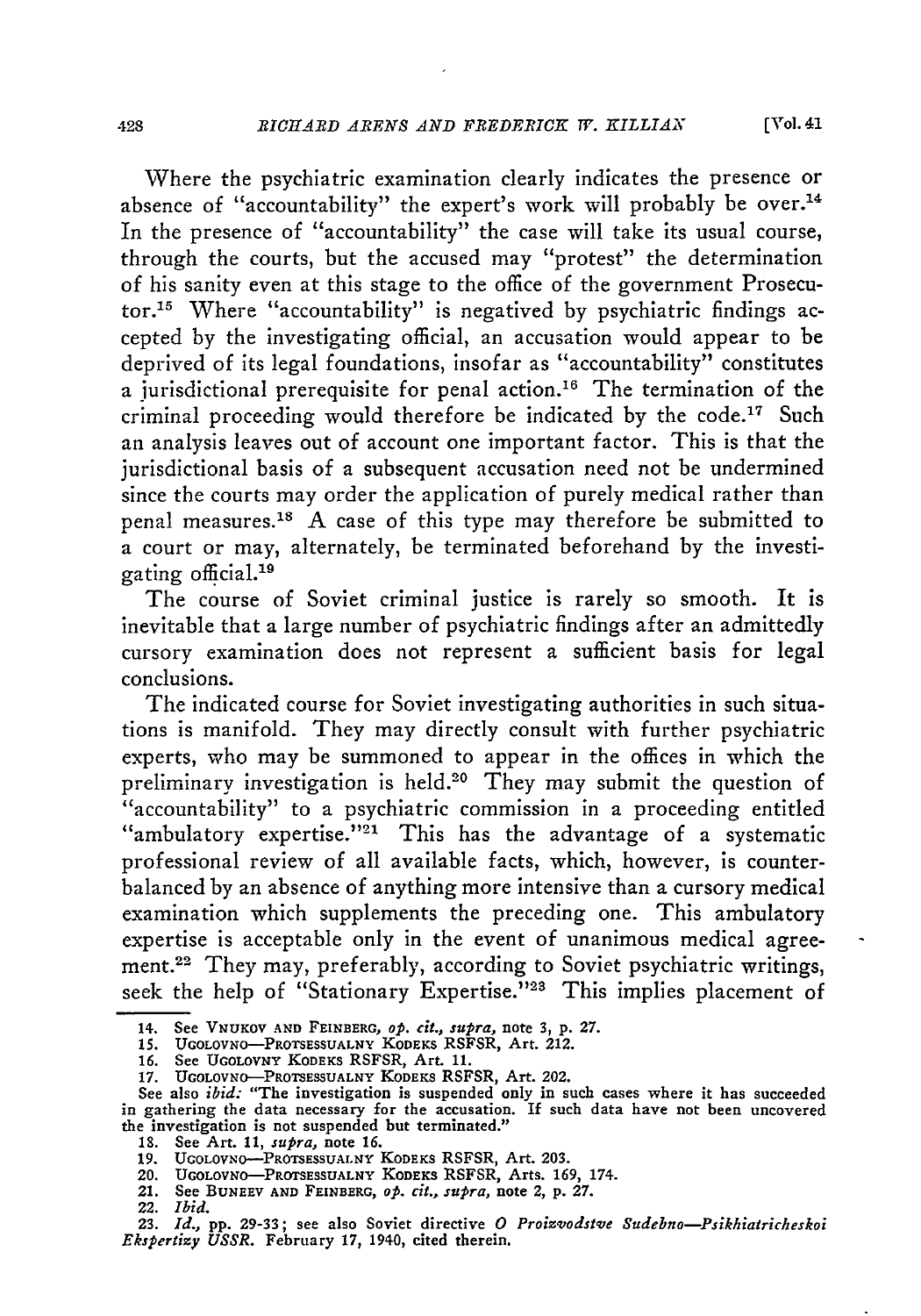Where the psychiatric examination clearly indicates the presence or absence of "accountability" the expert's work will probably be over.[14] In the presence of "accountability" the case will take its usual course, through the courts, but the accused may "protest" the determination of his sanity even at this stage to the office of the government Prosecutor.[15] Where "accountability" is negatived by psychiatric findings accepted by the investigating official, an accusation would appear to be deprived of its legal foundations, insofar as "accountability" constitutes a jurisdictional prerequisite for penal action.[16] The termination of the criminal proceeding would therefore be indicated by the code.[17] Such an analysis leaves out of account one important factor. This is that the jurisdictional basis of a subsequent accusation need not be undermined since the courts may order the application of purely medical rather than penal measures.[18] A case of this type may therefore be submitted to a court or may, alternately, be terminated beforehand by the investigating official.[19]

The course of Soviet criminal justice is rarely so smooth. It is inevitable that a large number of psychiatric findings after an admittedly cursory examination does not represent a sufficient basis for legal conclusions.

The indicated course for Soviet investigating authorities in such situations is manifold. They may directly consult with further psychiatric experts, who may be summoned to appear in the offices in which the preliminary investigation is held.[20] They may submit the question of "accountability" to a psychiatric commission in a proceeding entitled "ambulatory expertise."[21] This has the advantage of a systematic professional review of all available facts, which, however, is counterbalanced by an absence of anything more intensive than a cursory medical examination which supplements the preceding one. This ambulatory expertise is acceptable only in the event of unanimous medical agreement.[22] They may, preferably, according to Soviet psychiatric writings, seek the help of "Stationary Expertise."[23] This implies placement of

14. See VNUKOV AND FEINBERG, *op. cit.*, *supra*, note 3, p. 27.
15. UGOLOVNO—PROTSESSUALNY KODEKS RSFSR, Art. 212.
16. See UGOLOVNY KODEKS RSFSR, Art. 11.
17. UGOLOVNO—PROTSESSUALNY KODEKS RSFSR, Art. 202.
See also *ibid:* "The investigation is suspended only in such cases where it has succeeded in gathering the data necessary for the accusation. If such data have not been uncovered the investigation is not suspended but terminated."
18. See Art. 11, *supra*, note 16.
19. UGOLOVNO—PROTSESSUALNY KODEKS RSFSR, Art. 203.
20. UGOLOVNO—PROTSESSUALNY KODEKS RSFSR, Arts. 169, 174.
21. See BUNEEV AND FEINBERG, *op. cit.*, *supra*, note 2, p. 27.
22. *Ibid.*
23. *Id.*, pp. 29-33; see also Soviet directive *O Proizvodstve Sudebno—Psikhiatricheskoi Ekspertizy USSR.* February 17, 1940, cited therein.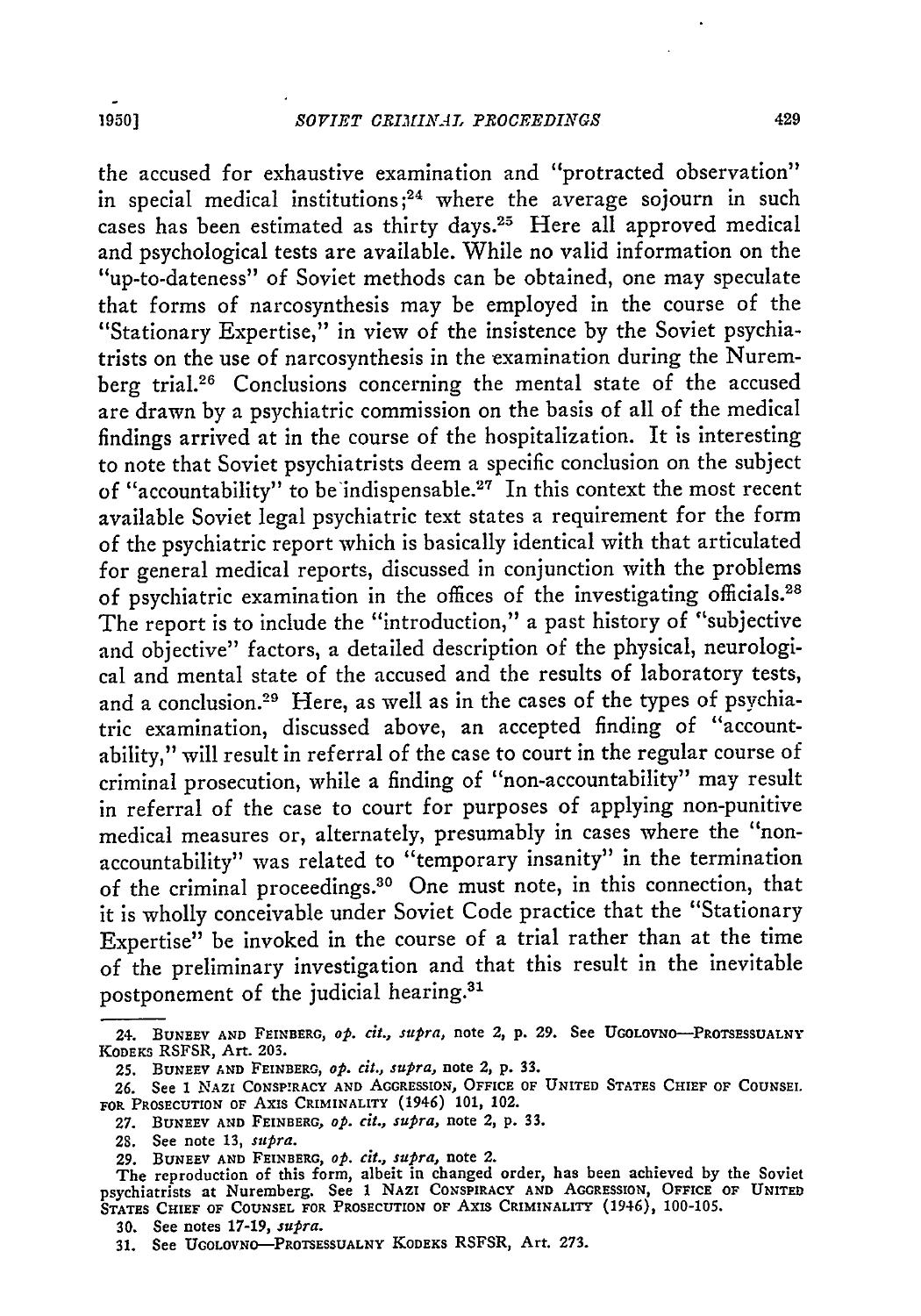the accused for exhaustive examination and "protracted observation" in special medical institutions;[24] where the average sojourn in such cases has been estimated as thirty days.[25] Here all approved medical and psychological tests are available. While no valid information on the "up-to-dateness" of Soviet methods can be obtained, one may speculate that forms of narcosynthesis may be employed in the course of the "Stationary Expertise," in view of the insistence by the Soviet psychiatrists on the use of narcosynthesis in the examination during the Nuremberg trial.[26] Conclusions concerning the mental state of the accused are drawn by a psychiatric commission on the basis of all of the medical findings arrived at in the course of the hospitalization. It is interesting to note that Soviet psychiatrists deem a specific conclusion on the subject of "accountability" to be indispensable.[27] In this context the most recent available Soviet legal psychiatric text states a requirement for the form of the psychiatric report which is basically identical with that articulated for general medical reports, discussed in conjunction with the problems of psychiatric examination in the offices of the investigating officials.[28] The report is to include the "introduction," a past history of "subjective and objective" factors, a detailed description of the physical, neurological and mental state of the accused and the results of laboratory tests, and a conclusion.[29] Here, as well as in the cases of the types of psychiatric examination, discussed above, an accepted finding of "accountability," will result in referral of the case to court in the regular course of criminal prosecution, while a finding of "non-accountability" may result in referral of the case to court for purposes of applying non-punitive medical measures or, alternately, presumably in cases where the "non-accountability" was related to "temporary insanity" in the termination of the criminal proceedings.[30] One must note, in this connection, that it is wholly conceivable under Soviet Code practice that the "Stationary Expertise" be invoked in the course of a trial rather than at the time of the preliminary investigation and that this result in the inevitable postponement of the judicial hearing.[31]

---

24. BUNEEV AND FEINBERG, *op. cit., supra*, note 2, p. 29. See UGOLOVNO—PROTSESSUALNY KODEKS RSFSR, Art. 203.

25. BUNEEV AND FEINBERG, *op. cit., supra*, note 2, p. 33.

26. See 1 NAZI CONSPIRACY AND AGGRESSION, OFFICE OF UNITED STATES CHIEF OF COUNSEL FOR PROSECUTION OF AXIS CRIMINALITY (1946) 101, 102.

27. BUNEEV AND FEINBERG, *op. cit., supra*, note 2, p. 33.

28. See note 13, *supra*.

29. BUNEEV AND FEINBERG, *op. cit., supra*, note 2.

The reproduction of this form, albeit in changed order, has been achieved by the Soviet psychiatrists at Nuremberg. See 1 NAZI CONSPIRACY AND AGGRESSION, OFFICE OF UNITED STATES CHIEF OF COUNSEL FOR PROSECUTION OF AXIS CRIMINALITY (1946), 100-105.

30. See notes 17-19, *supra*.

31. See UGOLOVNO—PROTSESSUALNY KODEKS RSFSR, Art. 273.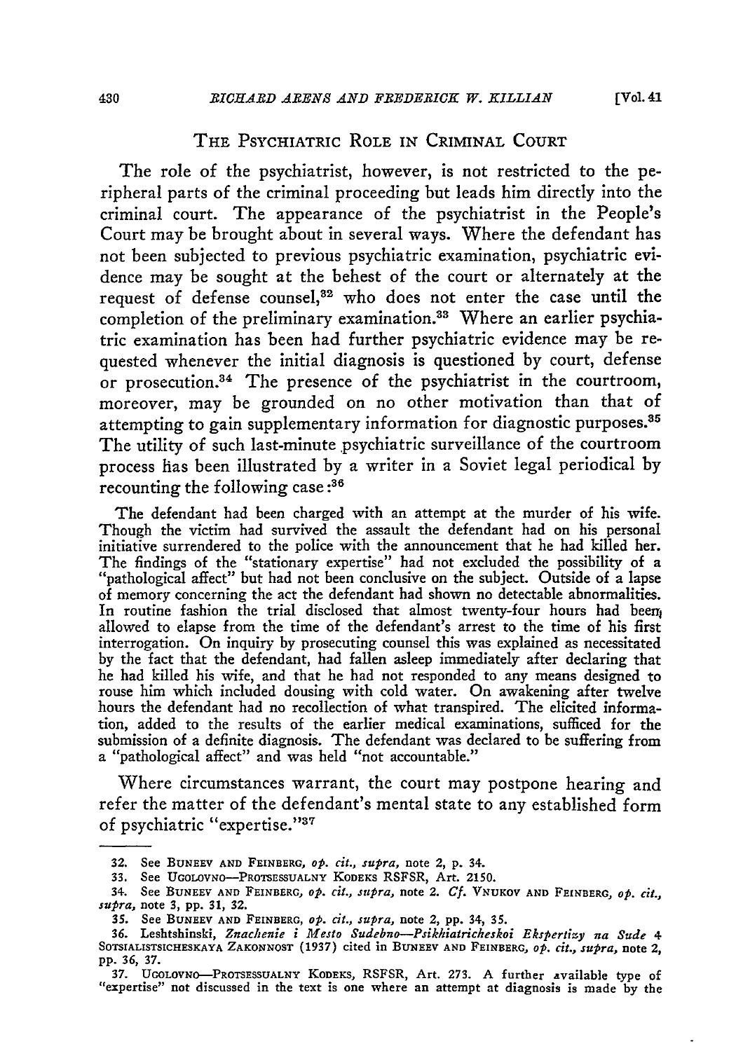## The Psychiatric Role in Criminal Court

The role of the psychiatrist, however, is not restricted to the peripheral parts of the criminal proceeding but leads him directly into the criminal court. The appearance of the psychiatrist in the People's Court may be brought about in several ways. Where the defendant has not been subjected to previous psychiatric examination, psychiatric evidence may be sought at the behest of the court or alternately at the request of defense counsel,[32] who does not enter the case until the completion of the preliminary examination.[33] Where an earlier psychiatric examination has been had further psychiatric evidence may be requested whenever the initial diagnosis is questioned by court, defense or prosecution.[34] The presence of the psychiatrist in the courtroom, moreover, may be grounded on no other motivation than that of attempting to gain supplementary information for diagnostic purposes.[35] The utility of such last-minute psychiatric surveillance of the courtroom process has been illustrated by a writer in a Soviet legal periodical by recounting the following case:[36]

> The defendant had been charged with an attempt at the murder of his wife. Though the victim had survived the assault the defendant had on his personal initiative surrendered to the police with the announcement that he had killed her. The findings of the "stationary expertise" had not excluded the possibility of a "pathological affect" but had not been conclusive on the subject. Outside of a lapse of memory concerning the act the defendant had shown no detectable abnormalities. In routine fashion the trial disclosed that almost twenty-four hours had been allowed to elapse from the time of the defendant's arrest to the time of his first interrogation. On inquiry by prosecuting counsel this was explained as necessitated by the fact that the defendant, had fallen asleep immediately after declaring that he had killed his wife, and that he had not responded to any means designed to rouse him which included dousing with cold water. On awakening after twelve hours the defendant had no recollection of what transpired. The elicited information, added to the results of the earlier medical examinations, sufficed for the submission of a definite diagnosis. The defendant was declared to be suffering from a "pathological affect" and was held "not accountable."

Where circumstances warrant, the court may postpone hearing and refer the matter of the defendant's mental state to any established form of psychiatric "expertise."[37]

---

32. See Buneev and Feinberg, *op. cit., supra,* note 2, p. 34.

33. See Ugolovno—Protsessualny Kodeks RSFSR, Art. 2150.

34. See Buneev and Feinberg, *op. cit., supra,* note 2. *Cf.* Vnukov and Feinberg, *op. cit., supra,* note 3, pp. 31, 32.

35. See Buneev and Feinberg, *op. cit., supra,* note 2, pp. 34, 35.

36. Leshtshinski, *Znachenie i Mesto Sudebno—Psikhiatricheskoi Ekspertizy na Sude* 4 Sotsialistsicheskaya Zakonnost (1937) cited in Buneev and Feinberg, *op. cit., supra,* note 2, pp. 36, 37.

37. Ugolovno—Protsessualny Kodeks, RSFSR, Art. 273. A further available type of "expertise" not discussed in the text is one where an attempt at diagnosis is made by the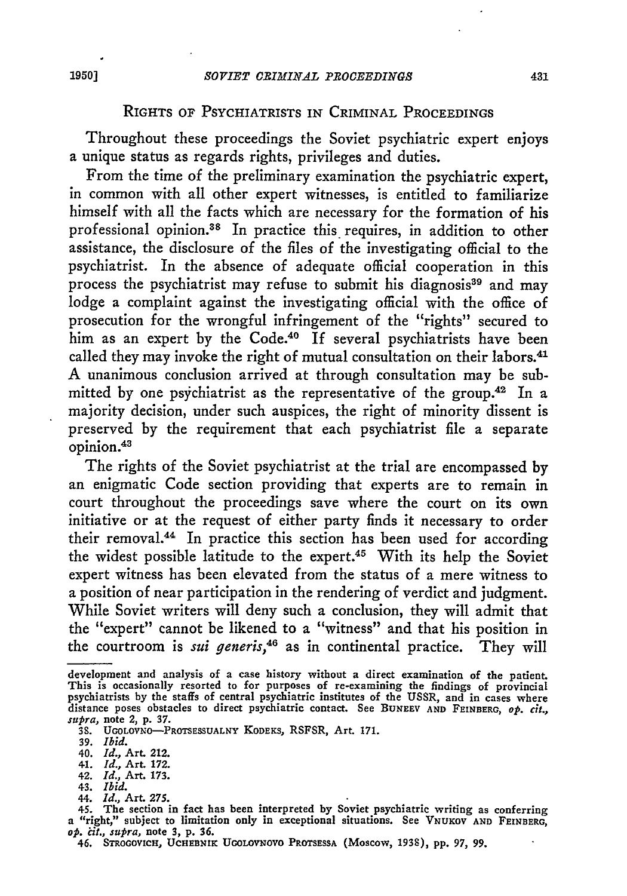## RIGHTS OF PSYCHIATRISTS IN CRIMINAL PROCEEDINGS

Throughout these proceedings the Soviet psychiatric expert enjoys a unique status as regards rights, privileges and duties.

From the time of the preliminary examination the psychiatric expert, in common with all other expert witnesses, is entitled to familiarize himself with all the facts which are necessary for the formation of his professional opinion.[38] In practice this requires, in addition to other assistance, the disclosure of the files of the investigating official to the psychiatrist. In the absence of adequate official cooperation in this process the psychiatrist may refuse to submit his diagnosis[39] and may lodge a complaint against the investigating official with the office of prosecution for the wrongful infringement of the "rights" secured to him as an expert by the Code.[40] If several psychiatrists have been called they may invoke the right of mutual consultation on their labors.[41] A unanimous conclusion arrived at through consultation may be submitted by one psychiatrist as the representative of the group.[42] In a majority decision, under such auspices, the right of minority dissent is preserved by the requirement that each psychiatrist file a separate opinion.[43]

The rights of the Soviet psychiatrist at the trial are encompassed by an enigmatic Code section providing that experts are to remain in court throughout the proceedings save where the court on its own initiative or at the request of either party finds it necessary to order their removal.[44] In practice this section has been used for according the widest possible latitude to the expert.[45] With its help the Soviet expert witness has been elevated from the status of a mere witness to a position of near participation in the rendering of verdict and judgment. While Soviet writers will deny such a conclusion, they will admit that the "expert" cannot be likened to a "witness" and that his position in the courtroom is *sui generis*,[46] as in continental practice. They will

---

development and analysis of a case history without a direct examination of the patient. This is occasionally resorted to for purposes of re-examining the findings of provincial psychiatrists by the staffs of central psychiatric institutes of the USSR, and in cases where distance poses obstacles to direct psychiatric contact. See BUNEEV AND FEINBERG, *op. cit., supra*, note 2, p. 37.

38. UGOLOVNO—PROTSESSUALNY KODEKS, RSFSR, Art. 171.

39. *Ibid.*

40. *Id.*, Art. 212.

41. *Id.*, Art. 172.

42. *Id.*, Art. 173.

43. *Ibid.*

44. *Id.*, Art. 275.

45. The section in fact has been interpreted by Soviet psychiatric writing as conferring a "right," subject to limitation only in exceptional situations. See VNUKOV AND FEINBERG, *op. cit., supra*, note 3, p. 36.

46. STROGOVICH, UCHEBNIK UGOLOVNOVO PROTSESSA (Moscow, 1938), pp. 97, 99.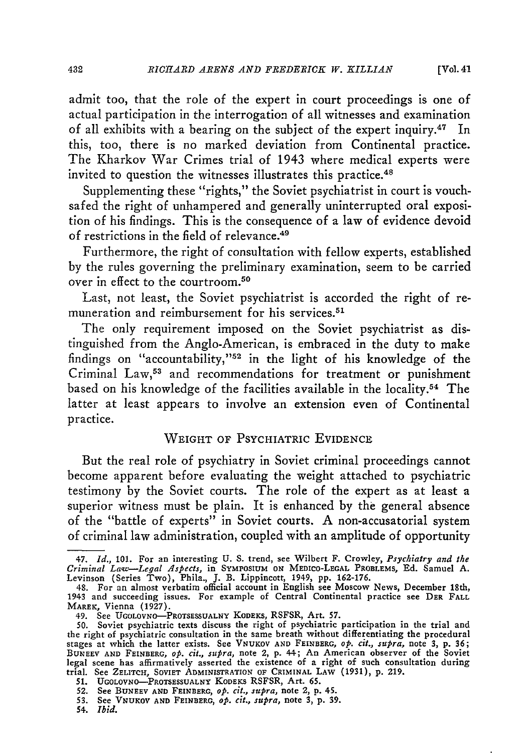admit too, that the role of the expert in court proceedings is one of actual participation in the interrogation of all witnesses and examination of all exhibits with a bearing on the subject of the expert inquiry.[47] In this, too, there is no marked deviation from Continental practice. The Kharkov War Crimes trial of 1943 where medical experts were invited to question the witnesses illustrates this practice.[48]

Supplementing these "rights," the Soviet psychiatrist in court is vouchsafed the right of unhampered and generally uninterrupted oral exposition of his findings. This is the consequence of a law of evidence devoid of restrictions in the field of relevance.[49]

Furthermore, the right of consultation with fellow experts, established by the rules governing the preliminary examination, seem to be carried over in effect to the courtroom.[50]

Last, not least, the Soviet psychiatrist is accorded the right of remuneration and reimbursement for his services.[51]

The only requirement imposed on the Soviet psychiatrist as distinguished from the Anglo-American, is embraced in the duty to make findings on "accountability,"[52] in the light of his knowledge of the Criminal Law,[53] and recommendations for treatment or punishment based on his knowledge of the facilities available in the locality.[54] The latter at least appears to involve an extension even of Continental practice.

## WEIGHT OF PSYCHIATRIC EVIDENCE

But the real role of psychiatry in Soviet criminal proceedings cannot become apparent before evaluating the weight attached to psychiatric testimony by the Soviet courts. The role of the expert as at least a superior witness must be plain. It is enhanced by the general absence of the "battle of experts" in Soviet courts. A non-accusatorial system of criminal law administration, coupled with an amplitude of opportunity

---

47. *Id.*, 101. For an interesting U. S. trend, see Wilbert F. Crowley, *Psychiatry and the Criminal Law—Legal Aspects*, in SYMPOSIUM ON MEDICO-LEGAL PROBLEMS, Ed. Samuel A. Levinson (Series Two), Phila., J. B. Lippincott, 1949, pp. 162-176.

48. For an almost verbatim official account in English see Moscow News, December 18th, 1943 and succeeding issues. For example of Central Continental practice see DER FALL MAREK, Vienna (1927).

49. See UGOLOVNO—PROTSESSUALNY KODEKS, RSFSR, Art. 57.

50. Soviet psychiatric texts discuss the right of psychiatric participation in the trial and the right of psychiatric consultation in the same breath without differentiating the procedural stages at which the latter exists. See VNUKOV AND FEINBERG, *op. cit., supra*, note 3, p. 36; BUNEEV AND FEINBERG, *op. cit., supra*, note 2, p. 44; An American observer of the Soviet legal scene has affirmatively asserted the existence of a right of such consultation during trial. See ZELITCH, SOVIET ADMINISTRATION OF CRIMINAL LAW (1931), p. 219.

51. UGOLOVNO—PROTSESSUALNY KODEKS RSFSR, Art. 65.

52. See BUNEEV AND FEINBERG, *op. cit., supra*, note 2, p. 45.

53. See VNUKOV AND FEINBERG, *op. cit., supra*, note 3, p. 39.

54. *Ibid.*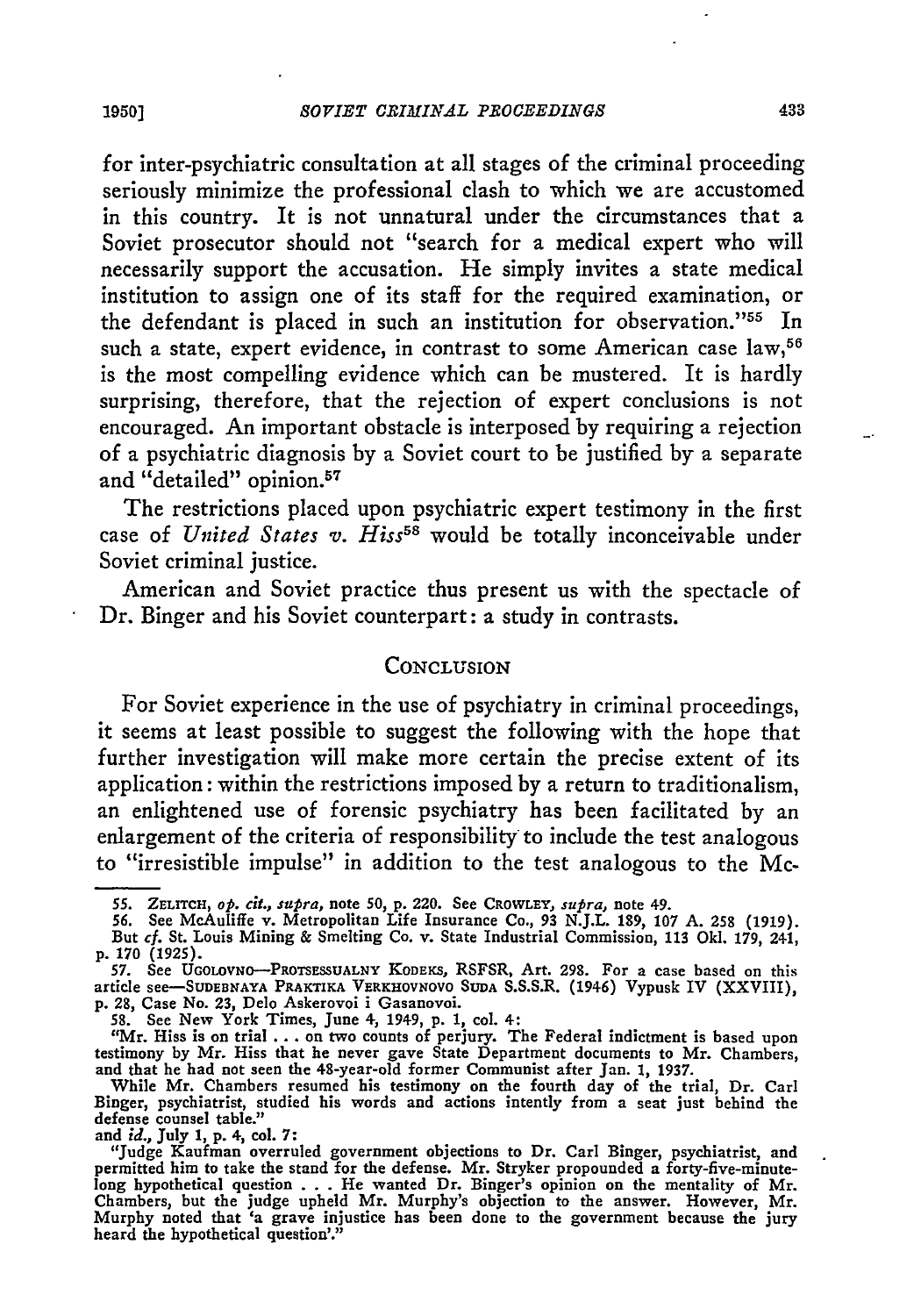for inter-psychiatric consultation at all stages of the criminal proceeding seriously minimize the professional clash to which we are accustomed in this country. It is not unnatural under the circumstances that a Soviet prosecutor should not "search for a medical expert who will necessarily support the accusation. He simply invites a state medical institution to assign one of its staff for the required examination, or the defendant is placed in such an institution for observation."[55] In such a state, expert evidence, in contrast to some American case law,[56] is the most compelling evidence which can be mustered. It is hardly surprising, therefore, that the rejection of expert conclusions is not encouraged. An important obstacle is interposed by requiring a rejection of a psychiatric diagnosis by a Soviet court to be justified by a separate and "detailed" opinion.[57]

The restrictions placed upon psychiatric expert testimony in the first case of *United States v. Hiss*[58] would be totally inconceivable under Soviet criminal justice.

American and Soviet practice thus present us with the spectacle of Dr. Binger and his Soviet counterpart: a study in contrasts.

## CONCLUSION

For Soviet experience in the use of psychiatry in criminal proceedings, it seems at least possible to suggest the following with the hope that further investigation will make more certain the precise extent of its application: within the restrictions imposed by a return to traditionalism, an enlightened use of forensic psychiatry has been facilitated by an enlargement of the criteria of responsibility to include the test analogous to "irresistible impulse" in addition to the test analogous to the Mc-

---

55. ZELITCH, *op. cit., supra*, note 50, p. 220. See CROWLEY, *supra*, note 49.

56. See McAuliffe v. Metropolitan Life Insurance Co., 93 N.J.L. 189, 107 A. 258 (1919). But *cf.* St. Louis Mining & Smelting Co. v. State Industrial Commission, 113 Okl. 179, 241, p. 170 (1925).

57. See UGOLOVNO—PROTSESSUALNY KODEKS, RSFSR, Art. 298. For a case based on this article see—SUDEBNAYA PRAKTIKA VERKHOVNOVO SUDA S.S.S.R. (1946) Vypusk IV (XXVIII), p. 28, Case No. 23, Delo Askerovoi i Gasanovoi.

58. See New York Times, June 4, 1949, p. 1, col. 4:

"Mr. Hiss is on trial . . . on two counts of perjury. The Federal indictment is based upon testimony by Mr. Hiss that he never gave State Department documents to Mr. Chambers, and that he had not seen the 48-year-old former Communist after Jan. 1, 1937.

While Mr. Chambers resumed his testimony on the fourth day of the trial, Dr. Carl Binger, psychiatrist, studied his words and actions intently from a seat just behind the defense counsel table."

and *id.*, July 1, p. 4, col. 7:

"Judge Kaufman overruled government objections to Dr. Carl Binger, psychiatrist, and permitted him to take the stand for the defense. Mr. Stryker propounded a forty-five-minute-long hypothetical question . . . He wanted Dr. Binger's opinion on the mentality of Mr. Chambers, but the judge upheld Mr. Murphy's objection to the answer. However, Mr. Murphy noted that 'a grave injustice has been done to the government because the jury heard the hypothetical question'."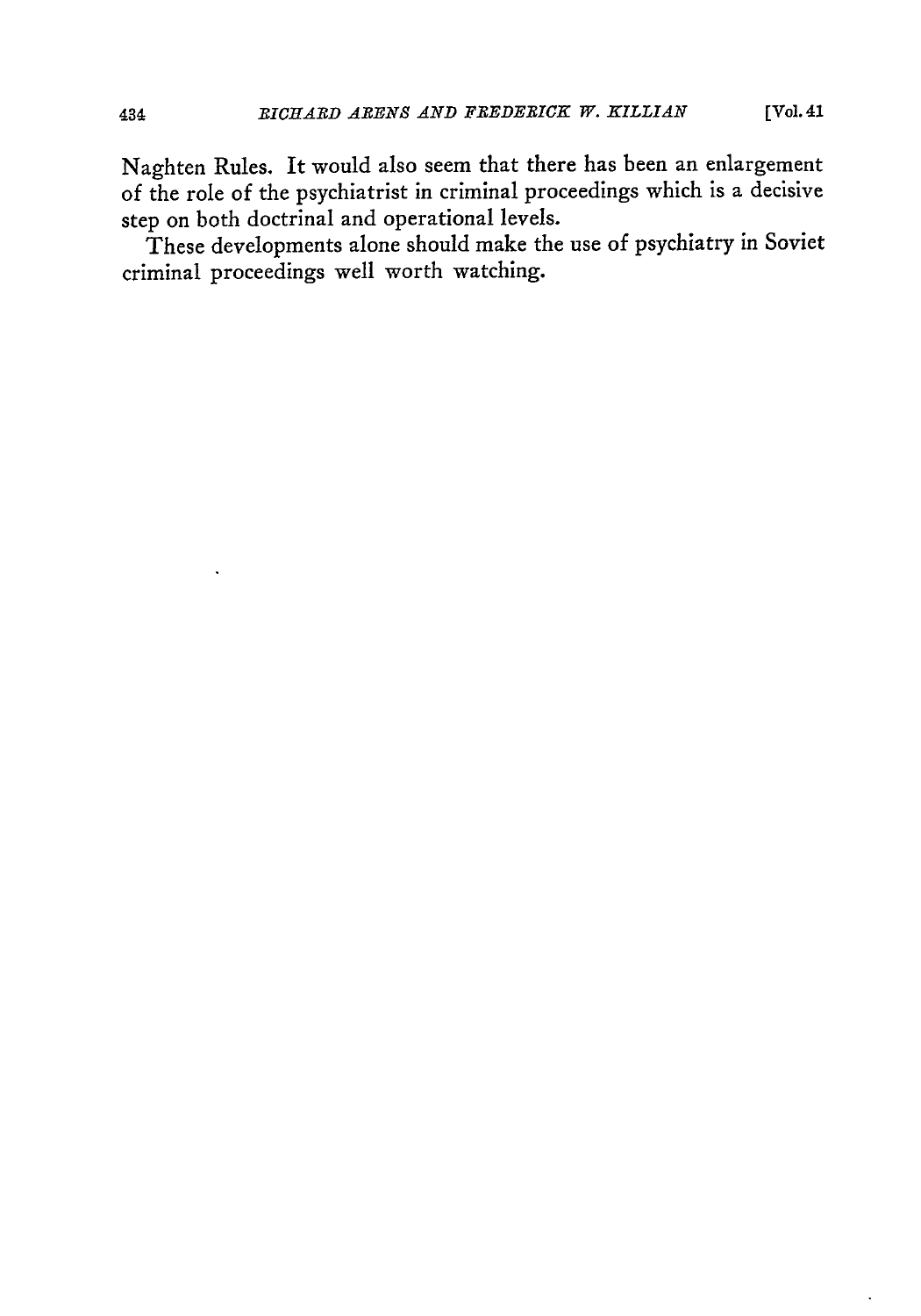Naghten Rules. It would also seem that there has been an enlargement of the role of the psychiatrist in criminal proceedings which is a decisive step on both doctrinal and operational levels.

These developments alone should make the use of psychiatry in Soviet criminal proceedings well worth watching.